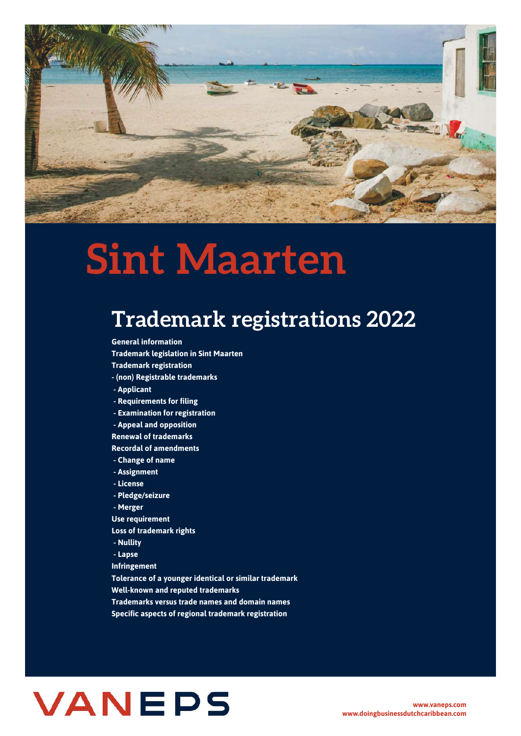# Sint Maarten

## Trademark registrations 2022

**General information**
**Trademark legislation in Sint Maarten**
**Trademark registration**
**- (non) Registrable trademarks**
**- Applicant**
**- Requirements for filing**
**- Examination for registration**
**- Appeal and opposition**
**Renewal of trademarks**
**Recordal of amendments**
**- Change of name**
**- Assignment**
**- License**
**- Pledge/seizure**
**- Merger**
**Use requirement**
**Loss of trademark rights**
**- Nullity**
**- Lapse**
**Infringement**
**Tolerance of a younger identical or similar trademark**
**Well-known and reputed trademarks**
**Trademarks versus trade names and domain names**
**Specific aspects of regional trademark registration**

VANEPS

www.vaneps.com
www.doingbusinessdutchcaribbean.com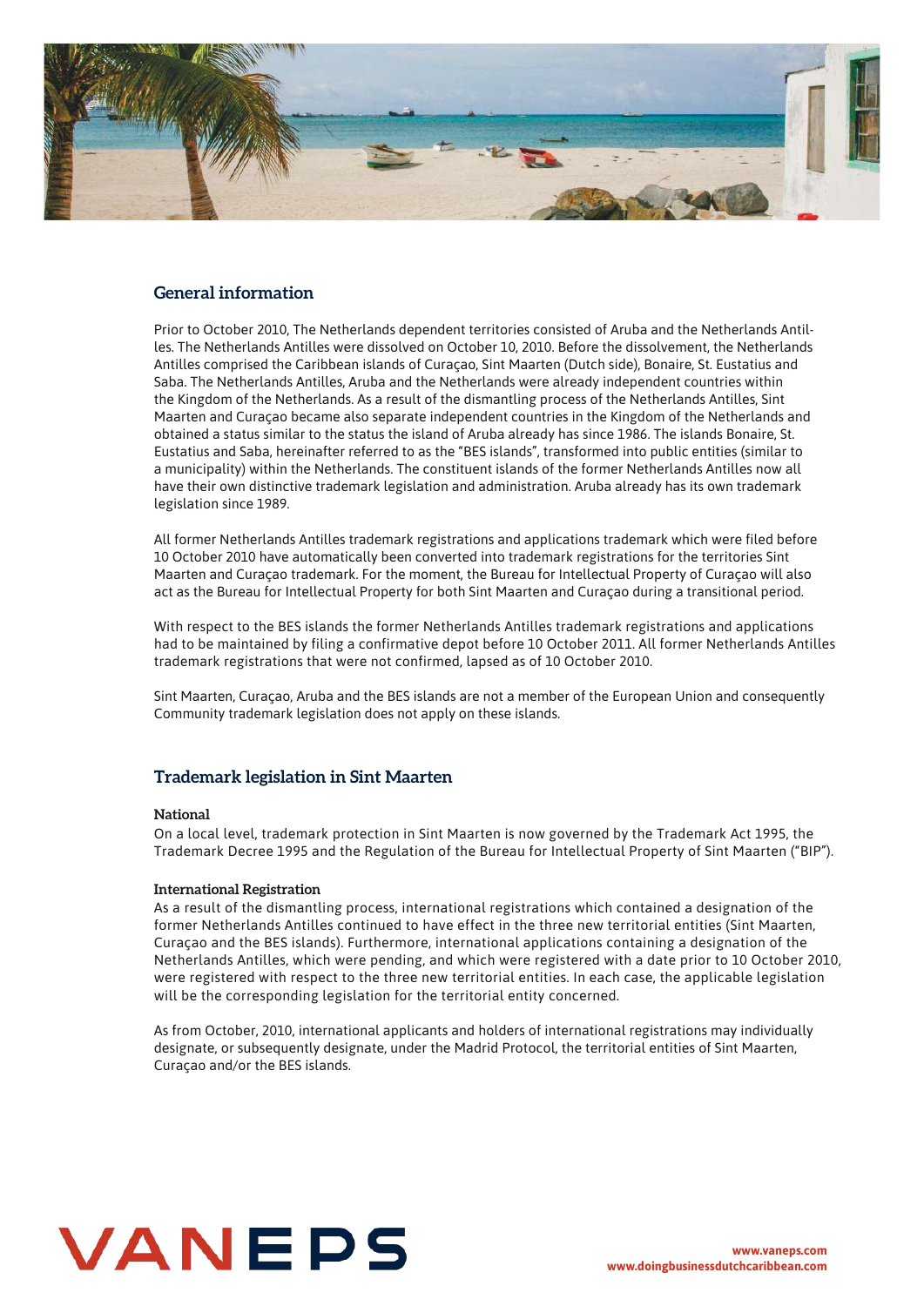## General information

Prior to October 2010, The Netherlands dependent territories consisted of Aruba and the Netherlands Antilles. The Netherlands Antilles were dissolved on October 10, 2010. Before the dissolvement, the Netherlands Antilles comprised the Caribbean islands of Curaçao, Sint Maarten (Dutch side), Bonaire, St. Eustatius and Saba. The Netherlands Antilles, Aruba and the Netherlands were already independent countries within the Kingdom of the Netherlands. As a result of the dismantling process of the Netherlands Antilles, Sint Maarten and Curaçao became also separate independent countries in the Kingdom of the Netherlands and obtained a status similar to the status the island of Aruba already has since 1986. The islands Bonaire, St. Eustatius and Saba, hereinafter referred to as the "BES islands", transformed into public entities (similar to a municipality) within the Netherlands. The constituent islands of the former Netherlands Antilles now all have their own distinctive trademark legislation and administration. Aruba already has its own trademark legislation since 1989.

All former Netherlands Antilles trademark registrations and applications trademark which were filed before 10 October 2010 have automatically been converted into trademark registrations for the territories Sint Maarten and Curaçao trademark. For the moment, the Bureau for Intellectual Property of Curaçao will also act as the Bureau for Intellectual Property for both Sint Maarten and Curaçao during a transitional period.

With respect to the BES islands the former Netherlands Antilles trademark registrations and applications had to be maintained by filing a confirmative depot before 10 October 2011. All former Netherlands Antilles trademark registrations that were not confirmed, lapsed as of 10 October 2010.

Sint Maarten, Curaçao, Aruba and the BES islands are not a member of the European Union and consequently Community trademark legislation does not apply on these islands.

## Trademark legislation in Sint Maarten

### National

On a local level, trademark protection in Sint Maarten is now governed by the Trademark Act 1995, the Trademark Decree 1995 and the Regulation of the Bureau for Intellectual Property of Sint Maarten ("BIP").

### International Registration

As a result of the dismantling process, international registrations which contained a designation of the former Netherlands Antilles continued to have effect in the three new territorial entities (Sint Maarten, Curaçao and the BES islands). Furthermore, international applications containing a designation of the Netherlands Antilles, which were pending, and which were registered with a date prior to 10 October 2010, were registered with respect to the three new territorial entities. In each case, the applicable legislation will be the corresponding legislation for the territorial entity concerned.

As from October, 2010, international applicants and holders of international registrations may individually designate, or subsequently designate, under the Madrid Protocol, the territorial entities of Sint Maarten, Curaçao and/or the BES islands.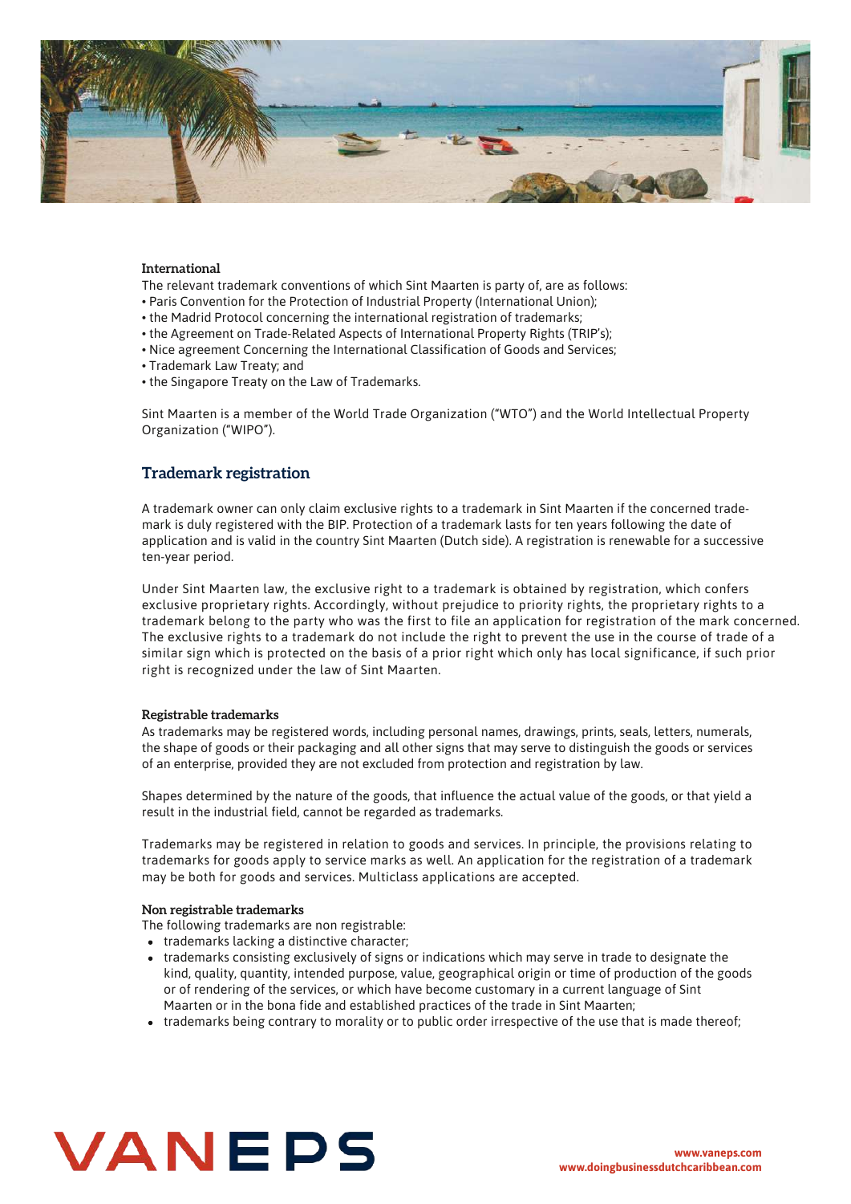#### International

The relevant trademark conventions of which Sint Maarten is party of, are as follows:

- Paris Convention for the Protection of Industrial Property (International Union);
- the Madrid Protocol concerning the international registration of trademarks;
- the Agreement on Trade-Related Aspects of International Property Rights (TRIP's);
- Nice agreement Concerning the International Classification of Goods and Services;
- Trademark Law Treaty; and
- the Singapore Treaty on the Law of Trademarks.

Sint Maarten is a member of the World Trade Organization ("WTO") and the World Intellectual Property Organization ("WIPO").

### Trademark registration

A trademark owner can only claim exclusive rights to a trademark in Sint Maarten if the concerned trademark is duly registered with the BIP. Protection of a trademark lasts for ten years following the date of application and is valid in the country Sint Maarten (Dutch side). A registration is renewable for a successive ten-year period.

Under Sint Maarten law, the exclusive right to a trademark is obtained by registration, which confers exclusive proprietary rights. Accordingly, without prejudice to priority rights, the proprietary rights to a trademark belong to the party who was the first to file an application for registration of the mark concerned. The exclusive rights to a trademark do not include the right to prevent the use in the course of trade of a similar sign which is protected on the basis of a prior right which only has local significance, if such prior right is recognized under the law of Sint Maarten.

#### Registrable trademarks

As trademarks may be registered words, including personal names, drawings, prints, seals, letters, numerals, the shape of goods or their packaging and all other signs that may serve to distinguish the goods or services of an enterprise, provided they are not excluded from protection and registration by law.

Shapes determined by the nature of the goods, that influence the actual value of the goods, or that yield a result in the industrial field, cannot be regarded as trademarks.

Trademarks may be registered in relation to goods and services. In principle, the provisions relating to trademarks for goods apply to service marks as well. An application for the registration of a trademark may be both for goods and services. Multiclass applications are accepted.

#### Non registrable trademarks

The following trademarks are non registrable:

- trademarks lacking a distinctive character;
- trademarks consisting exclusively of signs or indications which may serve in trade to designate the kind, quality, quantity, intended purpose, value, geographical origin or time of production of the goods or of rendering of the services, or which have become customary in a current language of Sint Maarten or in the bona fide and established practices of the trade in Sint Maarten;
- trademarks being contrary to morality or to public order irrespective of the use that is made thereof;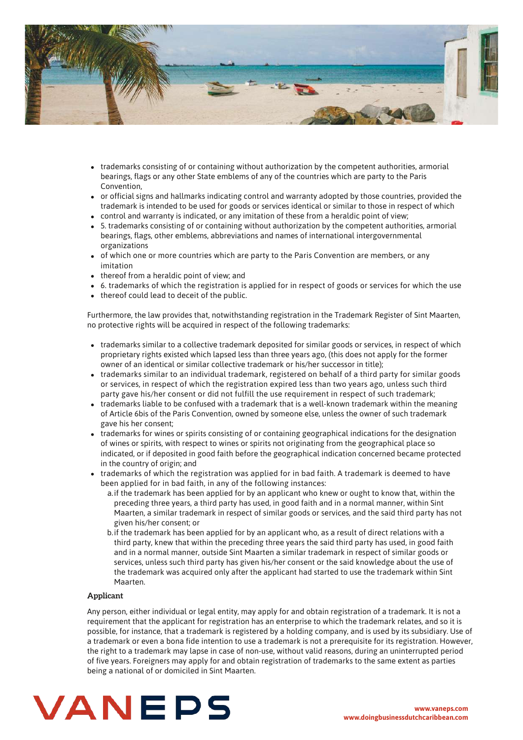- trademarks consisting of or containing without authorization by the competent authorities, armorial bearings, flags or any other State emblems of any of the countries which are party to the Paris Convention,
- or official signs and hallmarks indicating control and warranty adopted by those countries, provided the trademark is intended to be used for goods or services identical or similar to those in respect of which
- control and warranty is indicated, or any imitation of these from a heraldic point of view;
- 5. trademarks consisting of or containing without authorization by the competent authorities, armorial bearings, flags, other emblems, abbreviations and names of international intergovernmental organizations
- of which one or more countries which are party to the Paris Convention are members, or any imitation
- thereof from a heraldic point of view; and
- 6. trademarks of which the registration is applied for in respect of goods or services for which the use
- thereof could lead to deceit of the public.

Furthermore, the law provides that, notwithstanding registration in the Trademark Register of Sint Maarten, no protective rights will be acquired in respect of the following trademarks:

- trademarks similar to a collective trademark deposited for similar goods or services, in respect of which proprietary rights existed which lapsed less than three years ago, (this does not apply for the former owner of an identical or similar collective trademark or his/her successor in title);
- trademarks similar to an individual trademark, registered on behalf of a third party for similar goods or services, in respect of which the registration expired less than two years ago, unless such third party gave his/her consent or did not fulfill the use requirement in respect of such trademark;
- trademarks liable to be confused with a trademark that is a well-known trademark within the meaning of Article 6bis of the Paris Convention, owned by someone else, unless the owner of such trademark gave his her consent;
- trademarks for wines or spirits consisting of or containing geographical indications for the designation of wines or spirits, with respect to wines or spirits not originating from the geographical place so indicated, or if deposited in good faith before the geographical indication concerned became protected in the country of origin; and
- trademarks of which the registration was applied for in bad faith. A trademark is deemed to have been applied for in bad faith, in any of the following instances:
  a. if the trademark has been applied for by an applicant who knew or ought to know that, within the preceding three years, a third party has used, in good faith and in a normal manner, within Sint Maarten, a similar trademark in respect of similar goods or services, and the said third party has not given his/her consent; or
  b. if the trademark has been applied for by an applicant who, as a result of direct relations with a third party, knew that within the preceding three years the said third party has used, in good faith and in a normal manner, outside Sint Maarten a similar trademark in respect of similar goods or services, unless such third party has given his/her consent or the said knowledge about the use of the trademark was acquired only after the applicant had started to use the trademark within Sint Maarten.

**Applicant**

Any person, either individual or legal entity, may apply for and obtain registration of a trademark. It is not a requirement that the applicant for registration has an enterprise to which the trademark relates, and so it is possible, for instance, that a trademark is registered by a holding company, and is used by its subsidiary. Use of a trademark or even a bona fide intention to use a trademark is not a prerequisite for its registration. However, the right to a trademark may lapse in case of non-use, without valid reasons, during an uninterrupted period of five years. Foreigners may apply for and obtain registration of trademarks to the same extent as parties being a national of or domiciled in Sint Maarten.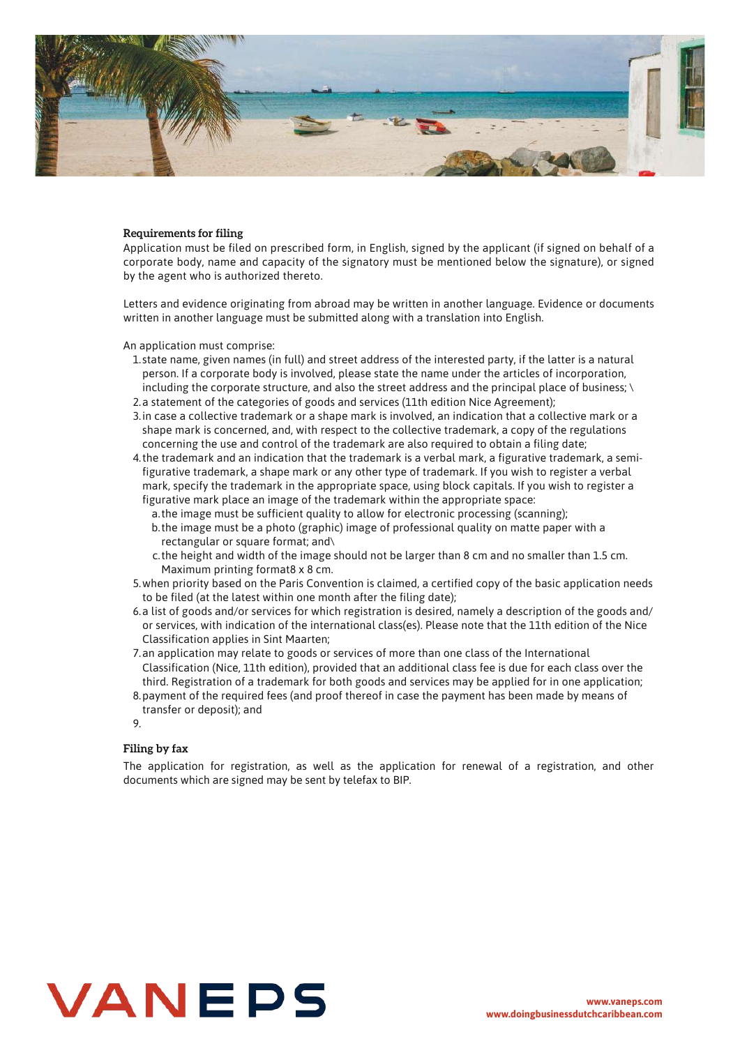**Requirements for filing**

Application must be filed on prescribed form, in English, signed by the applicant (if signed on behalf of a corporate body, name and capacity of the signatory must be mentioned below the signature), or signed by the agent who is authorized thereto.

Letters and evidence originating from abroad may be written in another language. Evidence or documents written in another language must be submitted along with a translation into English.

An application must comprise:

1. state name, given names (in full) and street address of the interested party, if the latter is a natural person. If a corporate body is involved, please state the name under the articles of incorporation, including the corporate structure, and also the street address and the principal place of business; \
2. a statement of the categories of goods and services (11th edition Nice Agreement);
3. in case a collective trademark or a shape mark is involved, an indication that a collective mark or a shape mark is concerned, and, with respect to the collective trademark, a copy of the regulations concerning the use and control of the trademark are also required to obtain a filing date;
4. the trademark and an indication that the trademark is a verbal mark, a figurative trademark, a semi-figurative trademark, a shape mark or any other type of trademark. If you wish to register a verbal mark, specify the trademark in the appropriate space, using block capitals. If you wish to register a figurative mark place an image of the trademark within the appropriate space:
   a. the image must be sufficient quality to allow for electronic processing (scanning);
   b. the image must be a photo (graphic) image of professional quality on matte paper with a rectangular or square format; and\
   c. the height and width of the image should not be larger than 8 cm and no smaller than 1.5 cm. Maximum printing format8 x 8 cm.
5. when priority based on the Paris Convention is claimed, a certified copy of the basic application needs to be filed (at the latest within one month after the filing date);
6. a list of goods and/or services for which registration is desired, namely a description of the goods and/ or services, with indication of the international class(es). Please note that the 11th edition of the Nice Classification applies in Sint Maarten;
7. an application may relate to goods or services of more than one class of the International Classification (Nice, 11th edition), provided that an additional class fee is due for each class over the third. Registration of a trademark for both goods and services may be applied for in one application;
8. payment of the required fees (and proof thereof in case the payment has been made by means of transfer or deposit); and
9. 

**Filing by fax**

The application for registration, as well as the application for renewal of a registration, and other documents which are signed may be sent by telefax to BIP.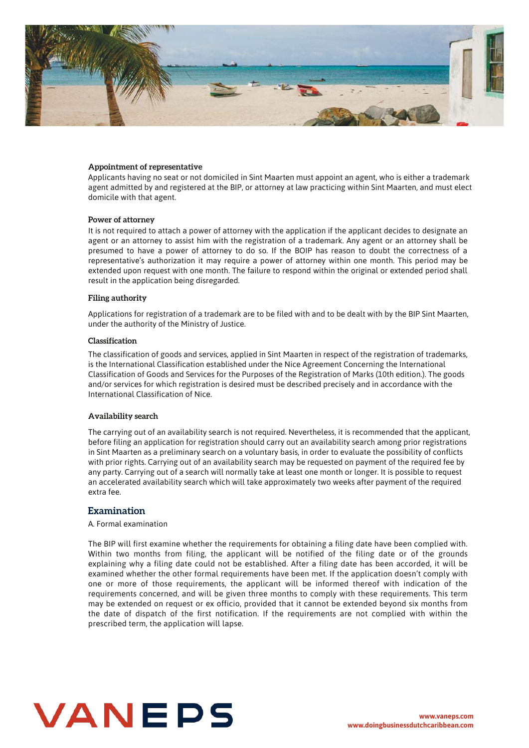### Appointment of representative

Applicants having no seat or not domiciled in Sint Maarten must appoint an agent, who is either a trademark agent admitted by and registered at the BIP, or attorney at law practicing within Sint Maarten, and must elect domicile with that agent.

### Power of attorney

It is not required to attach a power of attorney with the application if the applicant decides to designate an agent or an attorney to assist him with the registration of a trademark. Any agent or an attorney shall be presumed to have a power of attorney to do so. If the BOIP has reason to doubt the correctness of a representative's authorization it may require a power of attorney within one month. This period may be extended upon request with one month. The failure to respond within the original or extended period shall result in the application being disregarded.

### Filing authority

Applications for registration of a trademark are to be filed with and to be dealt with by the BIP Sint Maarten, under the authority of the Ministry of Justice.

### Classification

The classification of goods and services, applied in Sint Maarten in respect of the registration of trademarks, is the International Classification established under the Nice Agreement Concerning the International Classification of Goods and Services for the Purposes of the Registration of Marks (10th edition.). The goods and/or services for which registration is desired must be described precisely and in accordance with the International Classification of Nice.

### Availability search

The carrying out of an availability search is not required. Nevertheless, it is recommended that the applicant, before filing an application for registration should carry out an availability search among prior registrations in Sint Maarten as a preliminary search on a voluntary basis, in order to evaluate the possibility of conflicts with prior rights. Carrying out of an availability search may be requested on payment of the required fee by any party. Carrying out of a search will normally take at least one month or longer. It is possible to request an accelerated availability search which will take approximately two weeks after payment of the required extra fee.

## Examination

A. Formal examination

The BIP will first examine whether the requirements for obtaining a filing date have been complied with. Within two months from filing, the applicant will be notified of the filing date or of the grounds explaining why a filing date could not be established. After a filing date has been accorded, it will be examined whether the other formal requirements have been met. If the application doesn't comply with one or more of those requirements, the applicant will be informed thereof with indication of the requirements concerned, and will be given three months to comply with these requirements. This term may be extended on request or ex officio, provided that it cannot be extended beyond six months from the date of dispatch of the first notification. If the requirements are not complied with within the prescribed term, the application will lapse.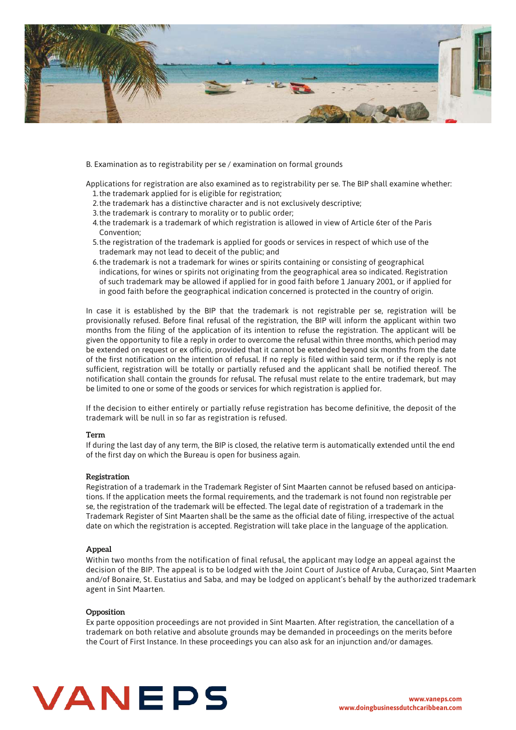B. Examination as to registrability per se / examination on formal grounds

Applications for registration are also examined as to registrability per se. The BIP shall examine whether:

1. the trademark applied for is eligible for registration;
2. the trademark has a distinctive character and is not exclusively descriptive;
3. the trademark is contrary to morality or to public order;
4. the trademark is a trademark of which registration is allowed in view of Article 6ter of the Paris Convention;
5. the registration of the trademark is applied for goods or services in respect of which use of the trademark may not lead to deceit of the public; and
6. the trademark is not a trademark for wines or spirits containing or consisting of geographical indications, for wines or spirits not originating from the geographical area so indicated. Registration of such trademark may be allowed if applied for in good faith before 1 January 2001, or if applied for in good faith before the geographical indication concerned is protected in the country of origin.

In case it is established by the BIP that the trademark is not registrable per se, registration will be provisionally refused. Before final refusal of the registration, the BIP will inform the applicant within two months from the filing of the application of its intention to refuse the registration. The applicant will be given the opportunity to file a reply in order to overcome the refusal within three months, which period may be extended on request or ex officio, provided that it cannot be extended beyond six months from the date of the first notification on the intention of refusal. If no reply is filed within said term, or if the reply is not sufficient, registration will be totally or partially refused and the applicant shall be notified thereof. The notification shall contain the grounds for refusal. The refusal must relate to the entire trademark, but may be limited to one or some of the goods or services for which registration is applied for.

If the decision to either entirely or partially refuse registration has become definitive, the deposit of the trademark will be null in so far as registration is refused.

### Term

If during the last day of any term, the BIP is closed, the relative term is automatically extended until the end of the first day on which the Bureau is open for business again.

### Registration

Registration of a trademark in the Trademark Register of Sint Maarten cannot be refused based on anticipations. If the application meets the formal requirements, and the trademark is not found non registrable per se, the registration of the trademark will be effected. The legal date of registration of a trademark in the Trademark Register of Sint Maarten shall be the same as the official date of filing, irrespective of the actual date on which the registration is accepted. Registration will take place in the language of the application.

### Appeal

Within two months from the notification of final refusal, the applicant may lodge an appeal against the decision of the BIP. The appeal is to be lodged with the Joint Court of Justice of Aruba, Curaçao, Sint Maarten and/of Bonaire, St. Eustatius and Saba, and may be lodged on applicant's behalf by the authorized trademark agent in Sint Maarten.

### Opposition

Ex parte opposition proceedings are not provided in Sint Maarten. After registration, the cancellation of a trademark on both relative and absolute grounds may be demanded in proceedings on the merits before the Court of First Instance. In these proceedings you can also ask for an injunction and/or damages.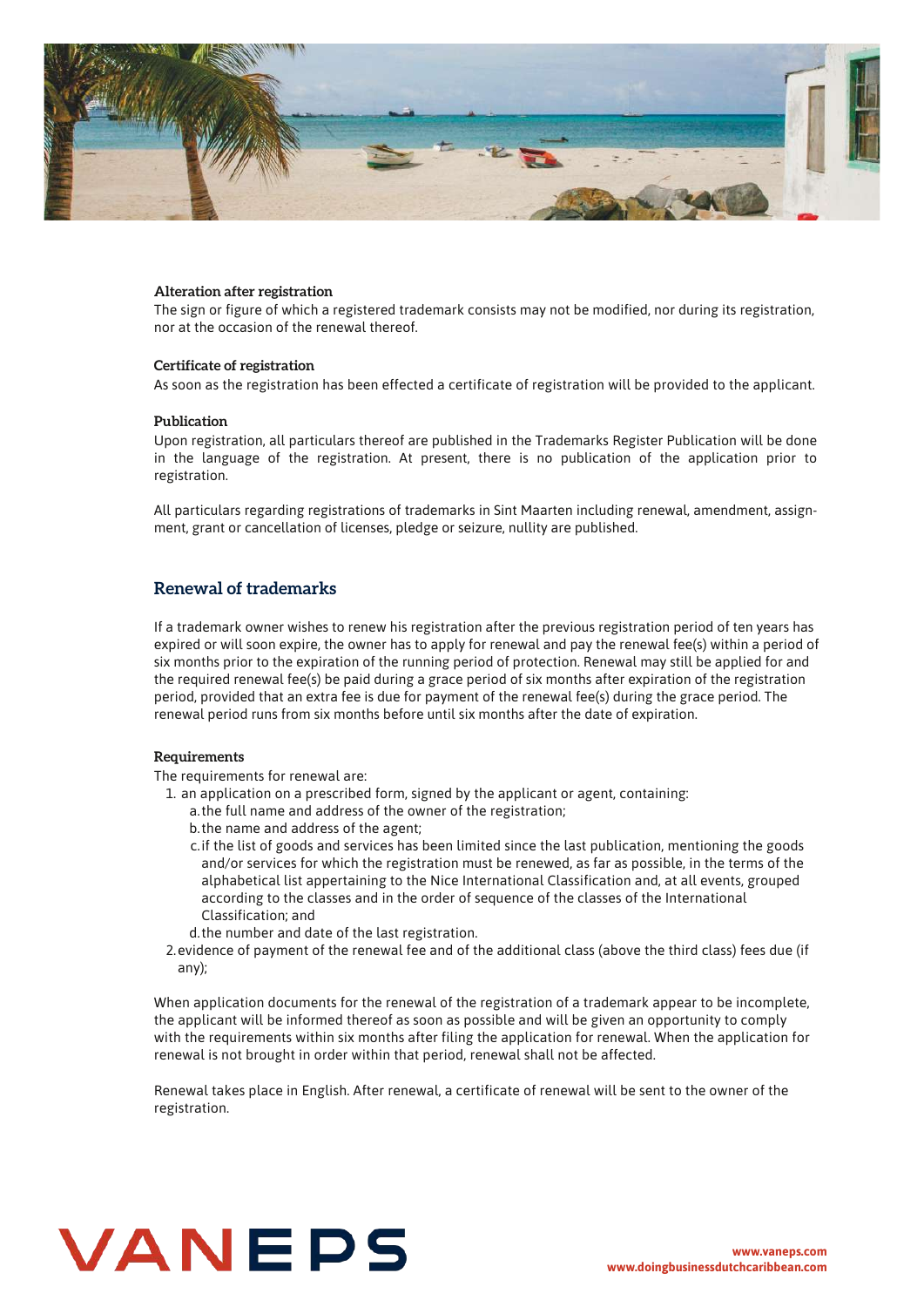### Alteration after registration

The sign or figure of which a registered trademark consists may not be modified, nor during its registration, nor at the occasion of the renewal thereof.

### Certificate of registration

As soon as the registration has been effected a certificate of registration will be provided to the applicant.

### Publication

Upon registration, all particulars thereof are published in the Trademarks Register Publication will be done in the language of the registration. At present, there is no publication of the application prior to registration.

All particulars regarding registrations of trademarks in Sint Maarten including renewal, amendment, assignment, grant or cancellation of licenses, pledge or seizure, nullity are published.

## Renewal of trademarks

If a trademark owner wishes to renew his registration after the previous registration period of ten years has expired or will soon expire, the owner has to apply for renewal and pay the renewal fee(s) within a period of six months prior to the expiration of the running period of protection. Renewal may still be applied for and the required renewal fee(s) be paid during a grace period of six months after expiration of the registration period, provided that an extra fee is due for payment of the renewal fee(s) during the grace period. The renewal period runs from six months before until six months after the date of expiration.

### Requirements

The requirements for renewal are:

1. an application on a prescribed form, signed by the applicant or agent, containing:
   a. the full name and address of the owner of the registration;
   b. the name and address of the agent;
   c. if the list of goods and services has been limited since the last publication, mentioning the goods and/or services for which the registration must be renewed, as far as possible, in the terms of the alphabetical list appertaining to the Nice International Classification and, at all events, grouped according to the classes and in the order of sequence of the classes of the International Classification; and
   d. the number and date of the last registration.
2. evidence of payment of the renewal fee and of the additional class (above the third class) fees due (if any);

When application documents for the renewal of the registration of a trademark appear to be incomplete, the applicant will be informed thereof as soon as possible and will be given an opportunity to comply with the requirements within six months after filing the application for renewal. When the application for renewal is not brought in order within that period, renewal shall not be affected.

Renewal takes place in English. After renewal, a certificate of renewal will be sent to the owner of the registration.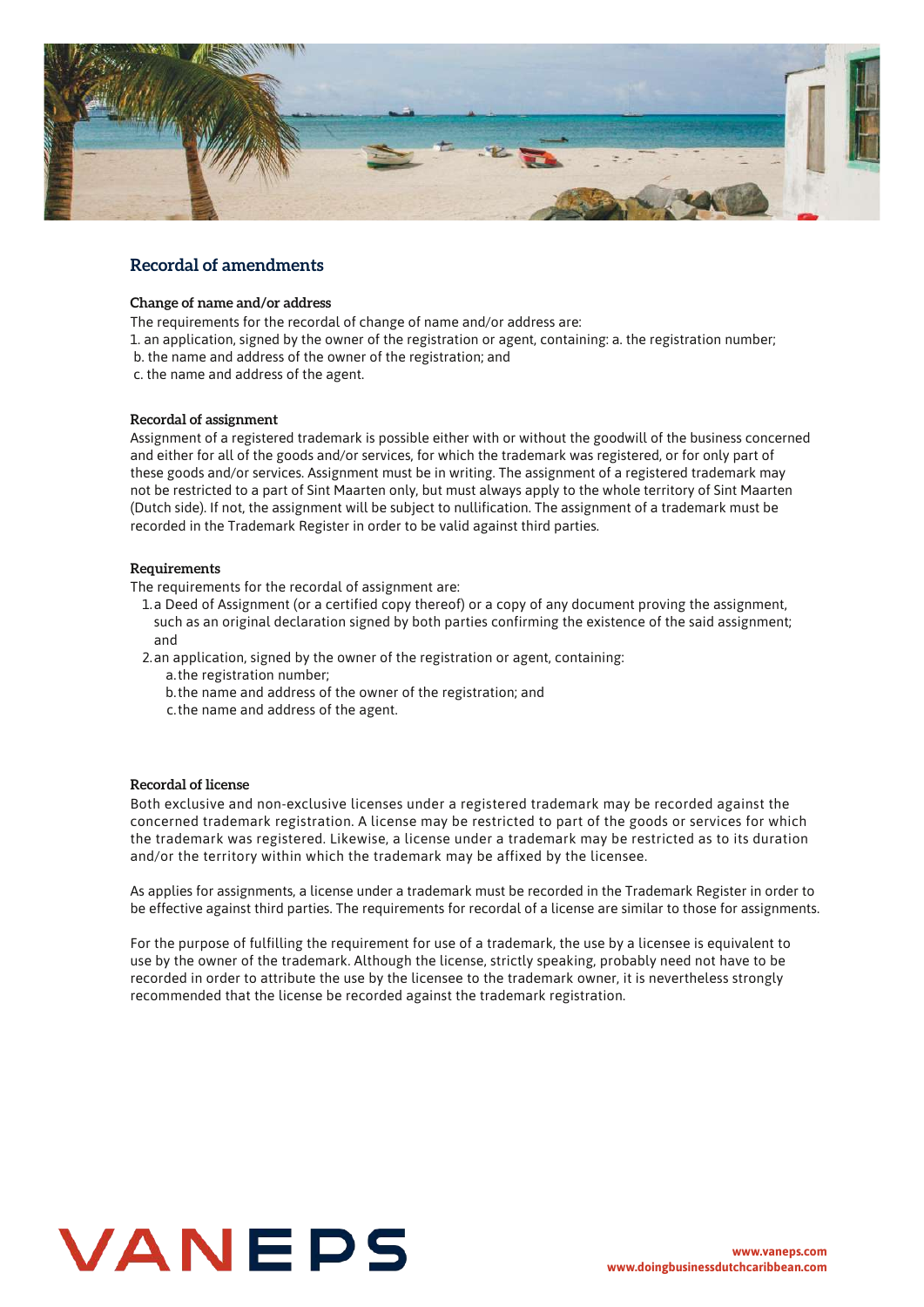## Recordal of amendments

### Change of name and/or address

The requirements for the recordal of change of name and/or address are:

1. an application, signed by the owner of the registration or agent, containing: a. the registration number;
   b. the name and address of the owner of the registration; and
   c. the name and address of the agent.

### Recordal of assignment

Assignment of a registered trademark is possible either with or without the goodwill of the business concerned and either for all of the goods and/or services, for which the trademark was registered, or for only part of these goods and/or services. Assignment must be in writing. The assignment of a registered trademark may not be restricted to a part of Sint Maarten only, but must always apply to the whole territory of Sint Maarten (Dutch side). If not, the assignment will be subject to nullification. The assignment of a trademark must be recorded in the Trademark Register in order to be valid against third parties.

### Requirements

The requirements for the recordal of assignment are:

1. a Deed of Assignment (or a certified copy thereof) or a copy of any document proving the assignment, such as an original declaration signed by both parties confirming the existence of the said assignment; and
2. an application, signed by the owner of the registration or agent, containing:
   a. the registration number;
   b. the name and address of the owner of the registration; and
   c. the name and address of the agent.

### Recordal of license

Both exclusive and non-exclusive licenses under a registered trademark may be recorded against the concerned trademark registration. A license may be restricted to part of the goods or services for which the trademark was registered. Likewise, a license under a trademark may be restricted as to its duration and/or the territory within which the trademark may be affixed by the licensee.

As applies for assignments, a license under a trademark must be recorded in the Trademark Register in order to be effective against third parties. The requirements for recordal of a license are similar to those for assignments.

For the purpose of fulfilling the requirement for use of a trademark, the use by a licensee is equivalent to use by the owner of the trademark. Although the license, strictly speaking, probably need not have to be recorded in order to attribute the use by the licensee to the trademark owner, it is nevertheless strongly recommended that the license be recorded against the trademark registration.

VANEPS

www.vaneps.com
www.doingbusinessdutchcaribbean.com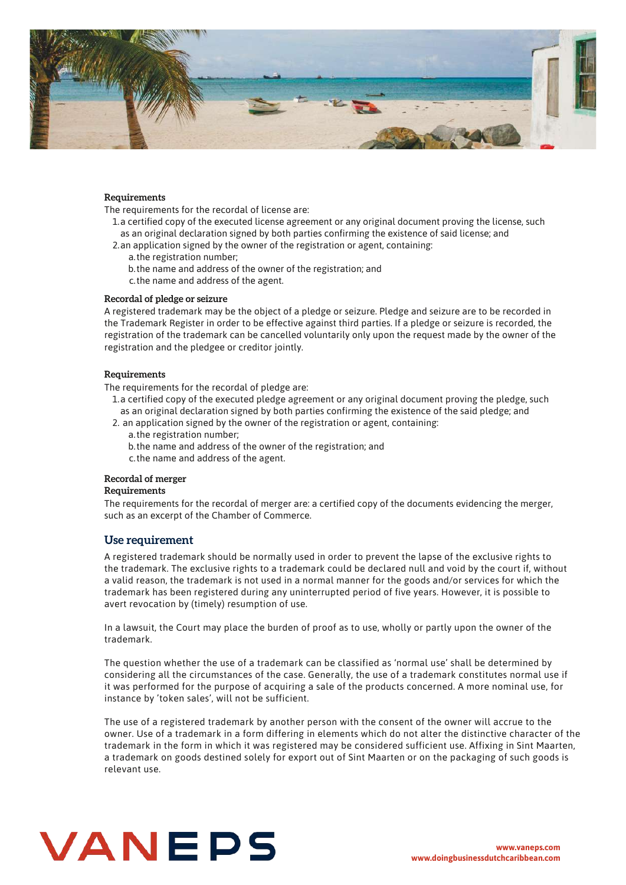**Requirements**

The requirements for the recordal of license are:

1. a certified copy of the executed license agreement or any original document proving the license, such as an original declaration signed by both parties confirming the existence of said license; and
2. an application signed by the owner of the registration or agent, containing:
   a. the registration number;
   b. the name and address of the owner of the registration; and
   c. the name and address of the agent.

**Recordal of pledge or seizure**

A registered trademark may be the object of a pledge or seizure. Pledge and seizure are to be recorded in the Trademark Register in order to be effective against third parties. If a pledge or seizure is recorded, the registration of the trademark can be cancelled voluntarily only upon the request made by the owner of the registration and the pledgee or creditor jointly.

**Requirements**

The requirements for the recordal of pledge are:

1. a certified copy of the executed pledge agreement or any original document proving the pledge, such as an original declaration signed by both parties confirming the existence of the said pledge; and
2. an application signed by the owner of the registration or agent, containing:
   a. the registration number;
   b. the name and address of the owner of the registration; and
   c. the name and address of the agent.

**Recordal of merger**

**Requirements**

The requirements for the recordal of merger are: a certified copy of the documents evidencing the merger, such as an excerpt of the Chamber of Commerce.

## Use requirement

A registered trademark should be normally used in order to prevent the lapse of the exclusive rights to the trademark. The exclusive rights to a trademark could be declared null and void by the court if, without a valid reason, the trademark is not used in a normal manner for the goods and/or services for which the trademark has been registered during any uninterrupted period of five years. However, it is possible to avert revocation by (timely) resumption of use.

In a lawsuit, the Court may place the burden of proof as to use, wholly or partly upon the owner of the trademark.

The question whether the use of a trademark can be classified as 'normal use' shall be determined by considering all the circumstances of the case. Generally, the use of a trademark constitutes normal use if it was performed for the purpose of acquiring a sale of the products concerned. A more nominal use, for instance by 'token sales', will not be sufficient.

The use of a registered trademark by another person with the consent of the owner will accrue to the owner. Use of a trademark in a form differing in elements which do not alter the distinctive character of the trademark in the form in which it was registered may be considered sufficient use. Affixing in Sint Maarten, a trademark on goods destined solely for export out of Sint Maarten or on the packaging of such goods is relevant use.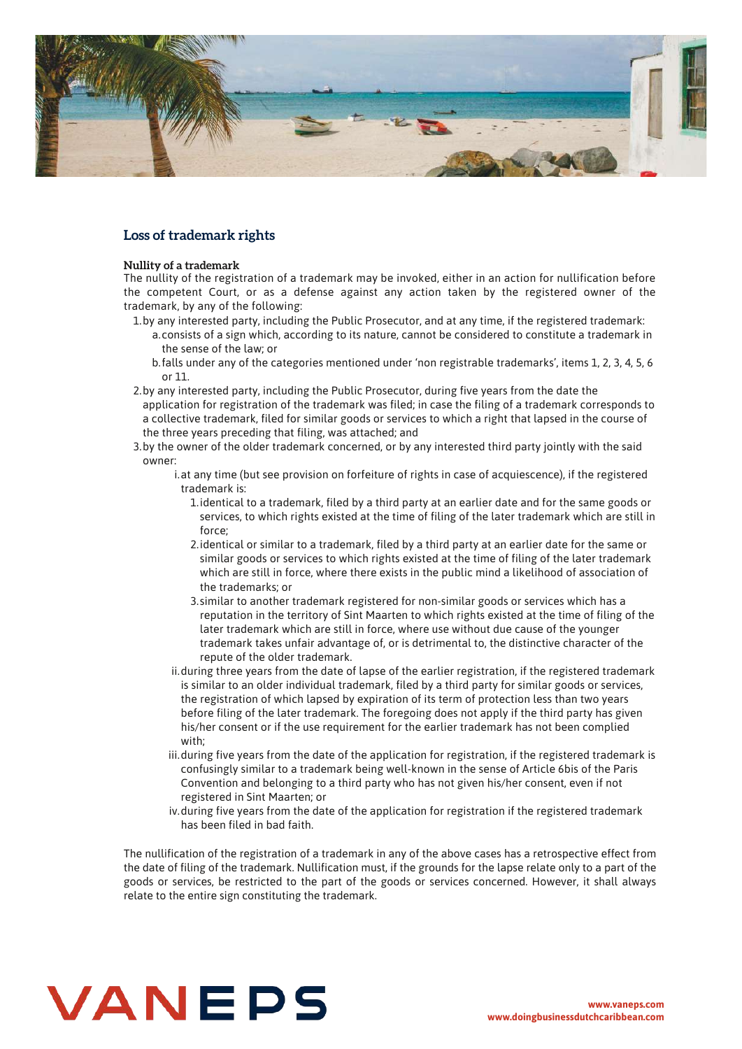## Loss of trademark rights

**Nullity of a trademark**

The nullity of the registration of a trademark may be invoked, either in an action for nullification before the competent Court, or as a defense against any action taken by the registered owner of the trademark, by any of the following:

1. by any interested party, including the Public Prosecutor, and at any time, if the registered trademark:
   a. consists of a sign which, according to its nature, cannot be considered to constitute a trademark in the sense of the law; or
   b. falls under any of the categories mentioned under 'non registrable trademarks', items 1, 2, 3, 4, 5, 6 or 11.
2. by any interested party, including the Public Prosecutor, during five years from the date the application for registration of the trademark was filed; in case the filing of a trademark corresponds to a collective trademark, filed for similar goods or services to which a right that lapsed in the course of the three years preceding that filing, was attached; and
3. by the owner of the older trademark concerned, or by any interested third party jointly with the said owner:
   i. at any time (but see provision on forfeiture of rights in case of acquiescence), if the registered trademark is:
      1. identical to a trademark, filed by a third party at an earlier date and for the same goods or services, to which rights existed at the time of filing of the later trademark which are still in force;
      2. identical or similar to a trademark, filed by a third party at an earlier date for the same or similar goods or services to which rights existed at the time of filing of the later trademark which are still in force, where there exists in the public mind a likelihood of association of the trademarks; or
      3. similar to another trademark registered for non-similar goods or services which has a reputation in the territory of Sint Maarten to which rights existed at the time of filing of the later trademark which are still in force, where use without due cause of the younger trademark takes unfair advantage of, or is detrimental to, the distinctive character of the repute of the older trademark.
   ii. during three years from the date of lapse of the earlier registration, if the registered trademark is similar to an older individual trademark, filed by a third party for similar goods or services, the registration of which lapsed by expiration of its term of protection less than two years before filing of the later trademark. The foregoing does not apply if the third party has given his/her consent or if the use requirement for the earlier trademark has not been complied with;
   iii. during five years from the date of the application for registration, if the registered trademark is confusingly similar to a trademark being well-known in the sense of Article 6bis of the Paris Convention and belonging to a third party who has not given his/her consent, even if not registered in Sint Maarten; or
   iv. during five years from the date of the application for registration if the registered trademark has been filed in bad faith.

The nullification of the registration of a trademark in any of the above cases has a retrospective effect from the date of filing of the trademark. Nullification must, if the grounds for the lapse relate only to a part of the goods or services, be restricted to the part of the goods or services concerned. However, it shall always relate to the entire sign constituting the trademark.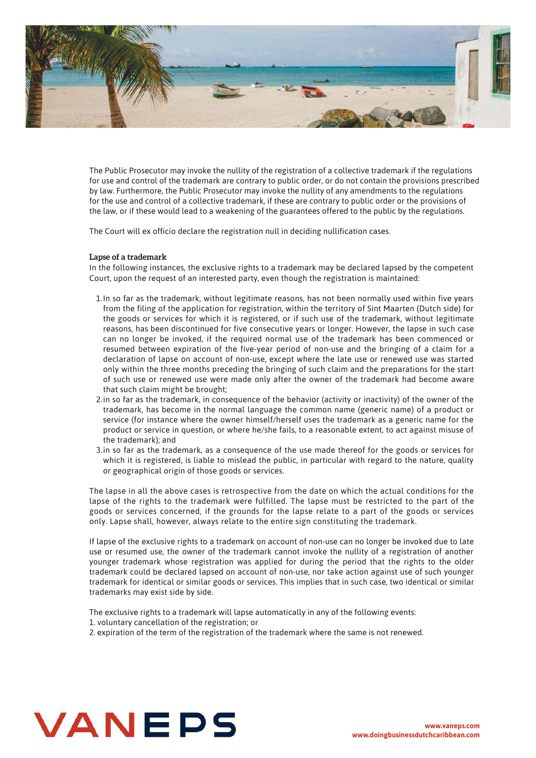The Public Prosecutor may invoke the nullity of the registration of a collective trademark if the regulations for use and control of the trademark are contrary to public order, or do not contain the provisions prescribed by law. Furthermore, the Public Prosecutor may invoke the nullity of any amendments to the regulations for the use and control of a collective trademark, if these are contrary to public order or the provisions of the law, or if these would lead to a weakening of the guarantees offered to the public by the regulations.

The Court will ex officio declare the registration null in deciding nullification cases.

**Lapse of a trademark**

In the following instances, the exclusive rights to a trademark may be declared lapsed by the competent Court, upon the request of an interested party, even though the registration is maintained:

1. In so far as the trademark, without legitimate reasons, has not been normally used within five years from the filing of the application for registration, within the territory of Sint Maarten (Dutch side) for the goods or services for which it is registered, or if such use of the trademark, without legitimate reasons, has been discontinued for five consecutive years or longer. However, the lapse in such case can no longer be invoked, if the required normal use of the trademark has been commenced or resumed between expiration of the five-year period of non-use and the bringing of a claim for a declaration of lapse on account of non-use, except where the late use or renewed use was started only within the three months preceding the bringing of such claim and the preparations for the start of such use or renewed use were made only after the owner of the trademark had become aware that such claim might be brought;
2. in so far as the trademark, in consequence of the behavior (activity or inactivity) of the owner of the trademark, has become in the normal language the common name (generic name) of a product or service (for instance where the owner himself/herself uses the trademark as a generic name for the product or service in question, or where he/she fails, to a reasonable extent, to act against misuse of the trademark); and
3. in so far as the trademark, as a consequence of the use made thereof for the goods or services for which it is registered, is liable to mislead the public, in particular with regard to the nature, quality or geographical origin of those goods or services.

The lapse in all the above cases is retrospective from the date on which the actual conditions for the lapse of the rights to the trademark were fulfilled. The lapse must be restricted to the part of the goods or services concerned, if the grounds for the lapse relate to a part of the goods or services only. Lapse shall, however, always relate to the entire sign constituting the trademark.

If lapse of the exclusive rights to a trademark on account of non-use can no longer be invoked due to late use or resumed use, the owner of the trademark cannot invoke the nullity of a registration of another younger trademark whose registration was applied for during the period that the rights to the older trademark could be declared lapsed on account of non-use, nor take action against use of such younger trademark for identical or similar goods or services. This implies that in such case, two identical or similar trademarks may exist side by side.

The exclusive rights to a trademark will lapse automatically in any of the following events:

1. voluntary cancellation of the registration; or
2. expiration of the term of the registration of the trademark where the same is not renewed.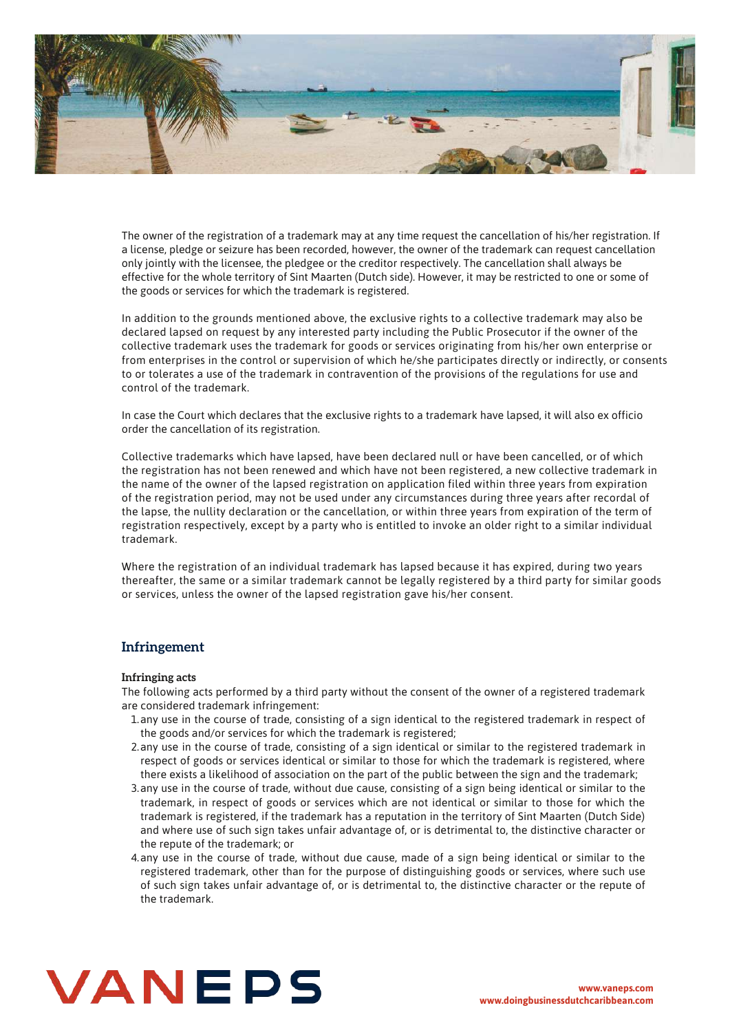The owner of the registration of a trademark may at any time request the cancellation of his/her registration. If a license, pledge or seizure has been recorded, however, the owner of the trademark can request cancellation only jointly with the licensee, the pledgee or the creditor respectively. The cancellation shall always be effective for the whole territory of Sint Maarten (Dutch side). However, it may be restricted to one or some of the goods or services for which the trademark is registered.

In addition to the grounds mentioned above, the exclusive rights to a collective trademark may also be declared lapsed on request by any interested party including the Public Prosecutor if the owner of the collective trademark uses the trademark for goods or services originating from his/her own enterprise or from enterprises in the control or supervision of which he/she participates directly or indirectly, or consents to or tolerates a use of the trademark in contravention of the provisions of the regulations for use and control of the trademark.

In case the Court which declares that the exclusive rights to a trademark have lapsed, it will also ex officio order the cancellation of its registration.

Collective trademarks which have lapsed, have been declared null or have been cancelled, or of which the registration has not been renewed and which have not been registered, a new collective trademark in the name of the owner of the lapsed registration on application filed within three years from expiration of the registration period, may not be used under any circumstances during three years after recordal of the lapse, the nullity declaration or the cancellation, or within three years from expiration of the term of registration respectively, except by a party who is entitled to invoke an older right to a similar individual trademark.

Where the registration of an individual trademark has lapsed because it has expired, during two years thereafter, the same or a similar trademark cannot be legally registered by a third party for similar goods or services, unless the owner of the lapsed registration gave his/her consent.

## Infringement

**Infringing acts**

The following acts performed by a third party without the consent of the owner of a registered trademark are considered trademark infringement:

1. any use in the course of trade, consisting of a sign identical to the registered trademark in respect of the goods and/or services for which the trademark is registered;
2. any use in the course of trade, consisting of a sign identical or similar to the registered trademark in respect of goods or services identical or similar to those for which the trademark is registered, where there exists a likelihood of association on the part of the public between the sign and the trademark;
3. any use in the course of trade, without due cause, consisting of a sign being identical or similar to the trademark, in respect of goods or services which are not identical or similar to those for which the trademark is registered, if the trademark has a reputation in the territory of Sint Maarten (Dutch Side) and where use of such sign takes unfair advantage of, or is detrimental to, the distinctive character or the repute of the trademark; or
4. any use in the course of trade, without due cause, made of a sign being identical or similar to the registered trademark, other than for the purpose of distinguishing goods or services, where such use of such sign takes unfair advantage of, or is detrimental to, the distinctive character or the repute of the trademark.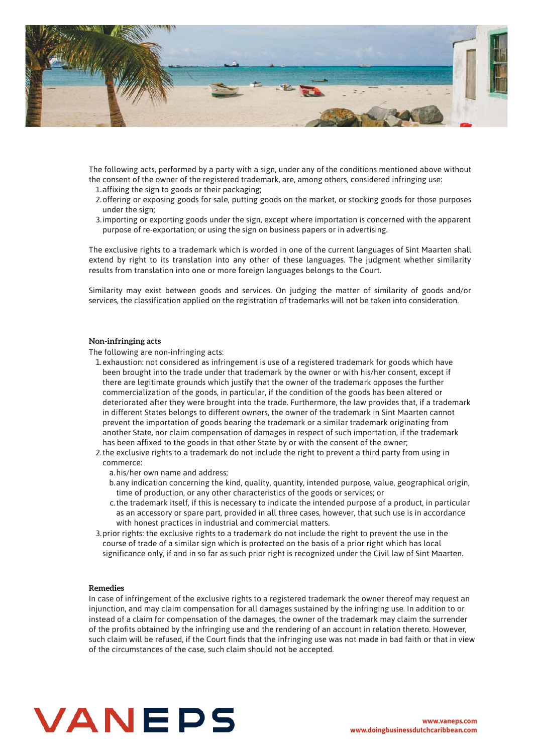The following acts, performed by a party with a sign, under any of the conditions mentioned above without the consent of the owner of the registered trademark, are, among others, considered infringing use:

1. affixing the sign to goods or their packaging;
2. offering or exposing goods for sale, putting goods on the market, or stocking goods for those purposes under the sign;
3. importing or exporting goods under the sign, except where importation is concerned with the apparent purpose of re-exportation; or using the sign on business papers or in advertising.

The exclusive rights to a trademark which is worded in one of the current languages of Sint Maarten shall extend by right to its translation into any other of these languages. The judgment whether similarity results from translation into one or more foreign languages belongs to the Court.

Similarity may exist between goods and services. On judging the matter of similarity of goods and/or services, the classification applied on the registration of trademarks will not be taken into consideration.

#### Non-infringing acts

The following are non-infringing acts:

1. exhaustion: not considered as infringement is use of a registered trademark for goods which have been brought into the trade under that trademark by the owner or with his/her consent, except if there are legitimate grounds which justify that the owner of the trademark opposes the further commercialization of the goods, in particular, if the condition of the goods has been altered or deteriorated after they were brought into the trade. Furthermore, the law provides that, if a trademark in different States belongs to different owners, the owner of the trademark in Sint Maarten cannot prevent the importation of goods bearing the trademark or a similar trademark originating from another State, nor claim compensation of damages in respect of such importation, if the trademark has been affixed to the goods in that other State by or with the consent of the owner;
2. the exclusive rights to a trademark do not include the right to prevent a third party from using in commerce:
   a. his/her own name and address;
   b. any indication concerning the kind, quality, quantity, intended purpose, value, geographical origin, time of production, or any other characteristics of the goods or services; or
   c. the trademark itself, if this is necessary to indicate the intended purpose of a product, in particular as an accessory or spare part, provided in all three cases, however, that such use is in accordance with honest practices in industrial and commercial matters.
3. prior rights: the exclusive rights to a trademark do not include the right to prevent the use in the course of trade of a similar sign which is protected on the basis of a prior right which has local significance only, if and in so far as such prior right is recognized under the Civil law of Sint Maarten.

#### Remedies

In case of infringement of the exclusive rights to a registered trademark the owner thereof may request an injunction, and may claim compensation for all damages sustained by the infringing use. In addition to or instead of a claim for compensation of the damages, the owner of the trademark may claim the surrender of the profits obtained by the infringing use and the rendering of an account in relation thereto. However, such claim will be refused, if the Court finds that the infringing use was not made in bad faith or that in view of the circumstances of the case, such claim should not be accepted.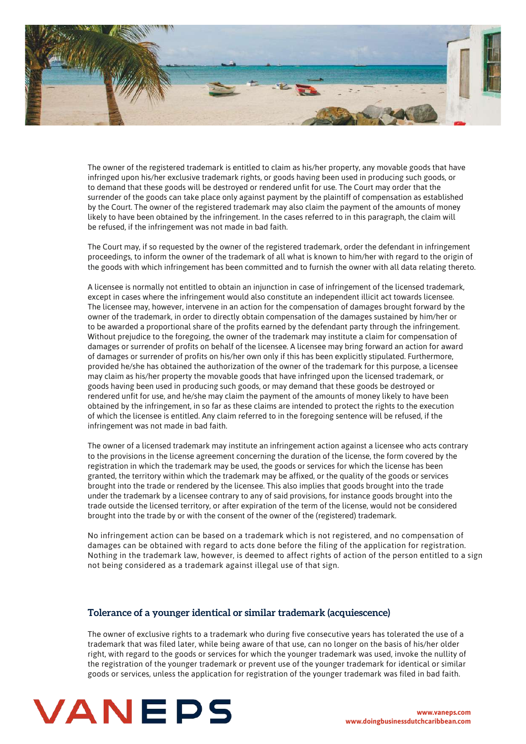The owner of the registered trademark is entitled to claim as his/her property, any movable goods that have infringed upon his/her exclusive trademark rights, or goods having been used in producing such goods, or to demand that these goods will be destroyed or rendered unfit for use. The Court may order that the surrender of the goods can take place only against payment by the plaintiff of compensation as established by the Court. The owner of the registered trademark may also claim the payment of the amounts of money likely to have been obtained by the infringement. In the cases referred to in this paragraph, the claim will be refused, if the infringement was not made in bad faith.

The Court may, if so requested by the owner of the registered trademark, order the defendant in infringement proceedings, to inform the owner of the trademark of all what is known to him/her with regard to the origin of the goods with which infringement has been committed and to furnish the owner with all data relating thereto.

A licensee is normally not entitled to obtain an injunction in case of infringement of the licensed trademark, except in cases where the infringement would also constitute an independent illicit act towards licensee. The licensee may, however, intervene in an action for the compensation of damages brought forward by the owner of the trademark, in order to directly obtain compensation of the damages sustained by him/her or to be awarded a proportional share of the profits earned by the defendant party through the infringement. Without prejudice to the foregoing, the owner of the trademark may institute a claim for compensation of damages or surrender of profits on behalf of the licensee. A licensee may bring forward an action for award of damages or surrender of profits on his/her own only if this has been explicitly stipulated. Furthermore, provided he/she has obtained the authorization of the owner of the trademark for this purpose, a licensee may claim as his/her property the movable goods that have infringed upon the licensed trademark, or goods having been used in producing such goods, or may demand that these goods be destroyed or rendered unfit for use, and he/she may claim the payment of the amounts of money likely to have been obtained by the infringement, in so far as these claims are intended to protect the rights to the execution of which the licensee is entitled. Any claim referred to in the foregoing sentence will be refused, if the infringement was not made in bad faith.

The owner of a licensed trademark may institute an infringement action against a licensee who acts contrary to the provisions in the license agreement concerning the duration of the license, the form covered by the registration in which the trademark may be used, the goods or services for which the license has been granted, the territory within which the trademark may be affixed, or the quality of the goods or services brought into the trade or rendered by the licensee. This also implies that goods brought into the trade under the trademark by a licensee contrary to any of said provisions, for instance goods brought into the trade outside the licensed territory, or after expiration of the term of the license, would not be considered brought into the trade by or with the consent of the owner of the (registered) trademark.

No infringement action can be based on a trademark which is not registered, and no compensation of damages can be obtained with regard to acts done before the filing of the application for registration. Nothing in the trademark law, however, is deemed to affect rights of action of the person entitled to a sign not being considered as a trademark against illegal use of that sign.

## Tolerance of a younger identical or similar trademark (acquiescence)

The owner of exclusive rights to a trademark who during five consecutive years has tolerated the use of a trademark that was filed later, while being aware of that use, can no longer on the basis of his/her older right, with regard to the goods or services for which the younger trademark was used, invoke the nullity of the registration of the younger trademark or prevent use of the younger trademark for identical or similar goods or services, unless the application for registration of the younger trademark was filed in bad faith.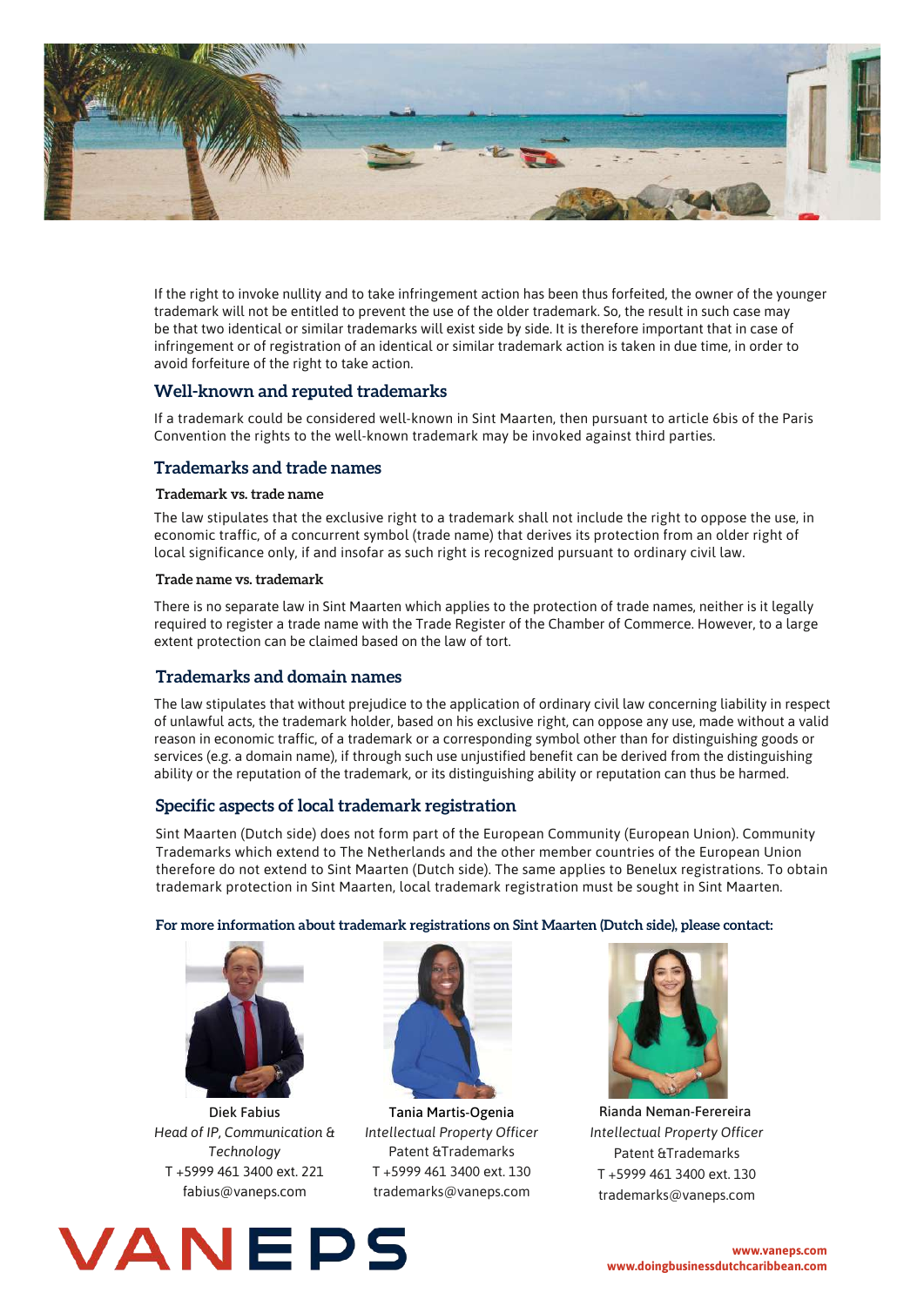If the right to invoke nullity and to take infringement action has been thus forfeited, the owner of the younger trademark will not be entitled to prevent the use of the older trademark. So, the result in such case may be that two identical or similar trademarks will exist side by side. It is therefore important that in case of infringement or of registration of an identical or similar trademark action is taken in due time, in order to avoid forfeiture of the right to take action.

## Well-known and reputed trademarks

If a trademark could be considered well-known in Sint Maarten, then pursuant to article 6bis of the Paris Convention the rights to the well-known trademark may be invoked against third parties.

## Trademarks and trade names

### Trademark vs. trade name

The law stipulates that the exclusive right to a trademark shall not include the right to oppose the use, in economic traffic, of a concurrent symbol (trade name) that derives its protection from an older right of local significance only, if and insofar as such right is recognized pursuant to ordinary civil law.

### Trade name vs. trademark

There is no separate law in Sint Maarten which applies to the protection of trade names, neither is it legally required to register a trade name with the Trade Register of the Chamber of Commerce. However, to a large extent protection can be claimed based on the law of tort.

## Trademarks and domain names

The law stipulates that without prejudice to the application of ordinary civil law concerning liability in respect of unlawful acts, the trademark holder, based on his exclusive right, can oppose any use, made without a valid reason in economic traffic, of a trademark or a corresponding symbol other than for distinguishing goods or services (e.g. a domain name), if through such use unjustified benefit can be derived from the distinguishing ability or the reputation of the trademark, or its distinguishing ability or reputation can thus be harmed.

## Specific aspects of local trademark registration

Sint Maarten (Dutch side) does not form part of the European Community (European Union). Community Trademarks which extend to The Netherlands and the other member countries of the European Union therefore do not extend to Sint Maarten (Dutch side). The same applies to Benelux registrations. To obtain trademark protection in Sint Maarten, local trademark registration must be sought in Sint Maarten.

**For more information about trademark registrations on Sint Maarten (Dutch side), please contact:**

Diek Fabius
*Head of IP, Communication & Technology*
T +5999 461 3400 ext. 221
fabius@vaneps.com

Tania Martis-Ogenia
*Intellectual Property Officer*
Patent &Trademarks
T +5999 461 3400 ext. 130
trademarks@vaneps.com

Rianda Neman-Ferereira
*Intellectual Property Officer*
Patent &Trademarks
T +5999 461 3400 ext. 130
trademarks@vaneps.com

VANEPS

www.vaneps.com
www.doingbusinessdutchcaribbean.com